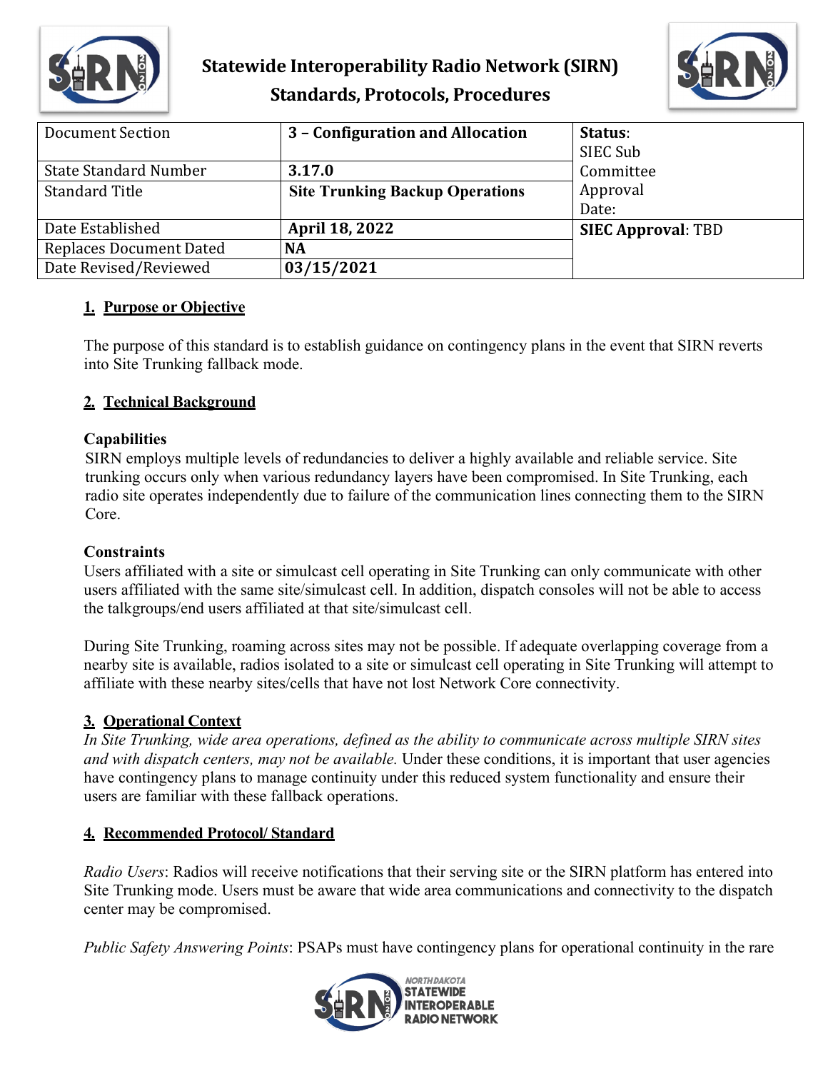# Statewide Interoperability Radio Network (SIRN)
## Standards, Protocols, Procedures

| Document Section | 3 – Configuration and Allocation | Status: SIEC Sub Committee Approval Date: |
|---|---|---|
| State Standard Number | 3.17.0 | |
| Standard Title | Site Trunking Backup Operations | |
| Date Established | April 18, 2022 | SIEC Approval: TBD |
| Replaces Document Dated | NA | |
| Date Revised/Reviewed | 03/15/2021 | |

## 1. Purpose or Objective

The purpose of this standard is to establish guidance on contingency plans in the event that SIRN reverts into Site Trunking fallback mode.

## 2. Technical Background

### Capabilities

SIRN employs multiple levels of redundancies to deliver a highly available and reliable service. Site trunking occurs only when various redundancy layers have been compromised. In Site Trunking, each radio site operates independently due to failure of the communication lines connecting them to the SIRN Core.

### Constraints

Users affiliated with a site or simulcast cell operating in Site Trunking can only communicate with other users affiliated with the same site/simulcast cell. In addition, dispatch consoles will not be able to access the talkgroups/end users affiliated at that site/simulcast cell.

During Site Trunking, roaming across sites may not be possible. If adequate overlapping coverage from a nearby site is available, radios isolated to a site or simulcast cell operating in Site Trunking will attempt to affiliate with these nearby sites/cells that have not lost Network Core connectivity.

## 3. Operational Context

*In Site Trunking, wide area operations, defined as the ability to communicate across multiple SIRN sites and with dispatch centers, may not be available.* Under these conditions, it is important that user agencies have contingency plans to manage continuity under this reduced system functionality and ensure their users are familiar with these fallback operations.

## 4. Recommended Protocol/ Standard

*Radio Users*: Radios will receive notifications that their serving site or the SIRN platform has entered into Site Trunking mode. Users must be aware that wide area communications and connectivity to the dispatch center may be compromised.

*Public Safety Answering Points*: PSAPs must have contingency plans for operational continuity in the rare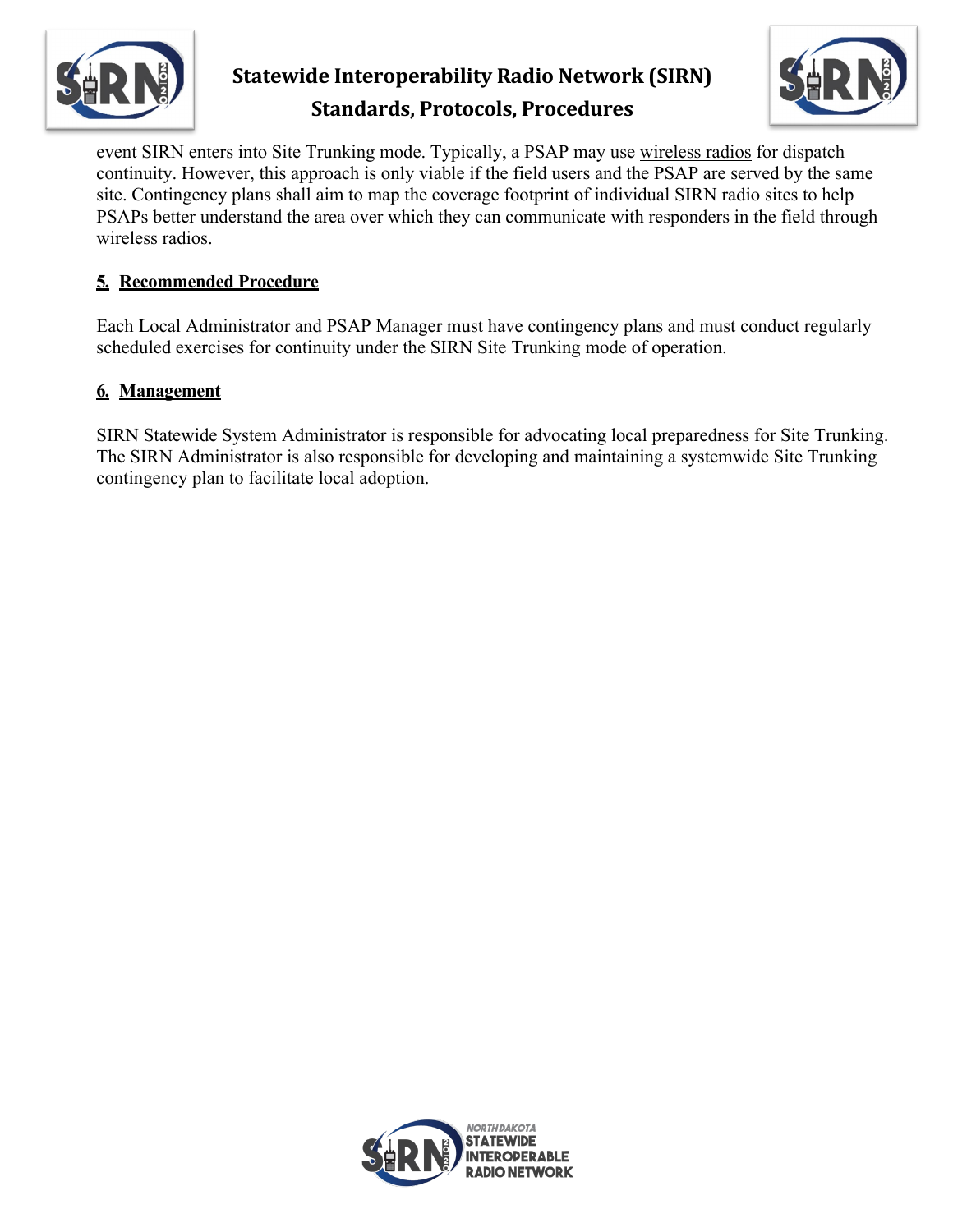event SIRN enters into Site Trunking mode. Typically, a PSAP may use wireless radios for dispatch continuity. However, this approach is only viable if the field users and the PSAP are served by the same site. Contingency plans shall aim to map the coverage footprint of individual SIRN radio sites to help PSAPs better understand the area over which they can communicate with responders in the field through wireless radios.

## 5. Recommended Procedure

Each Local Administrator and PSAP Manager must have contingency plans and must conduct regularly scheduled exercises for continuity under the SIRN Site Trunking mode of operation.

## 6. Management

SIRN Statewide System Administrator is responsible for advocating local preparedness for Site Trunking. The SIRN Administrator is also responsible for developing and maintaining a systemwide Site Trunking contingency plan to facilitate local adoption.